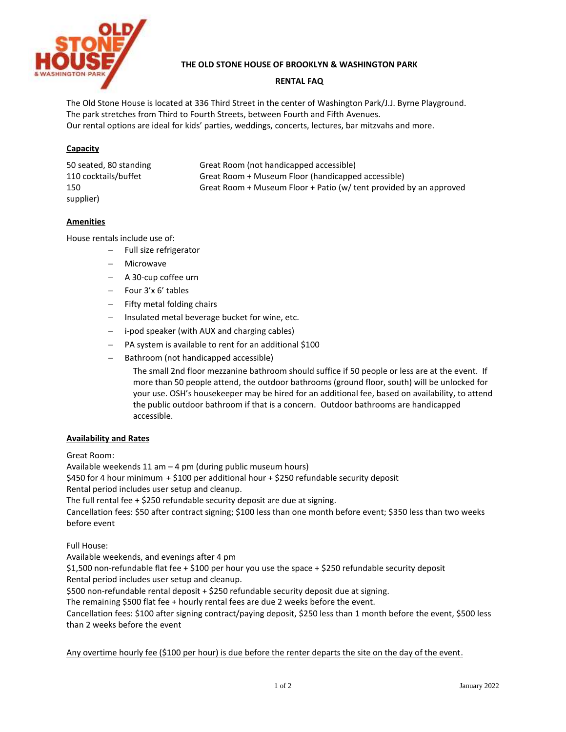# THE OLD STONE HOUSE OF BROOKLYN & WASHINGTON PARK

## RENTAL FAQ

The Old Stone House is located at 336 Third Street in the center of Washington Park/J.J. Byrne Playground. The park stretches from Third to Fourth Streets, between Fourth and Fifth Avenues.
Our rental options are ideal for kids' parties, weddings, concerts, lectures, bar mitzvahs and more.

### Capacity

| | |
|---|---|
| 50 seated, 80 standing | Great Room (not handicapped accessible) |
| 110 cocktails/buffet | Great Room + Museum Floor (handicapped accessible) |
| 150 | Great Room + Museum Floor + Patio (w/ tent provided by an approved supplier) |

### Amenities

House rentals include use of:

- Full size refrigerator
- Microwave
- A 30-cup coffee urn
- Four 3'x 6' tables
- Fifty metal folding chairs
- Insulated metal beverage bucket for wine, etc.
- i-pod speaker (with AUX and charging cables)
- PA system is available to rent for an additional $100
- Bathroom (not handicapped accessible)

  The small 2nd floor mezzanine bathroom should suffice if 50 people or less are at the event. If more than 50 people attend, the outdoor bathrooms (ground floor, south) will be unlocked for your use. OSH's housekeeper may be hired for an additional fee, based on availability, to attend the public outdoor bathroom if that is a concern. Outdoor bathrooms are handicapped accessible.

### Availability and Rates

Great Room:
Available weekends 11 am – 4 pm (during public museum hours)
$450 for 4 hour minimum + $100 per additional hour + $250 refundable security deposit
Rental period includes user setup and cleanup.
The full rental fee + $250 refundable security deposit are due at signing.
Cancellation fees: $50 after contract signing; $100 less than one month before event; $350 less than two weeks before event

Full House:
Available weekends, and evenings after 4 pm
$1,500 non-refundable flat fee + $100 per hour you use the space + $250 refundable security deposit
Rental period includes user setup and cleanup.
$500 non-refundable rental deposit + $250 refundable security deposit due at signing.
The remaining $500 flat fee + hourly rental fees are due 2 weeks before the event.
Cancellation fees: $100 after signing contract/paying deposit, $250 less than 1 month before the event, $500 less than 2 weeks before the event

<u>Any overtime hourly fee ($100 per hour) is due before the renter departs the site on the day of the event.</u>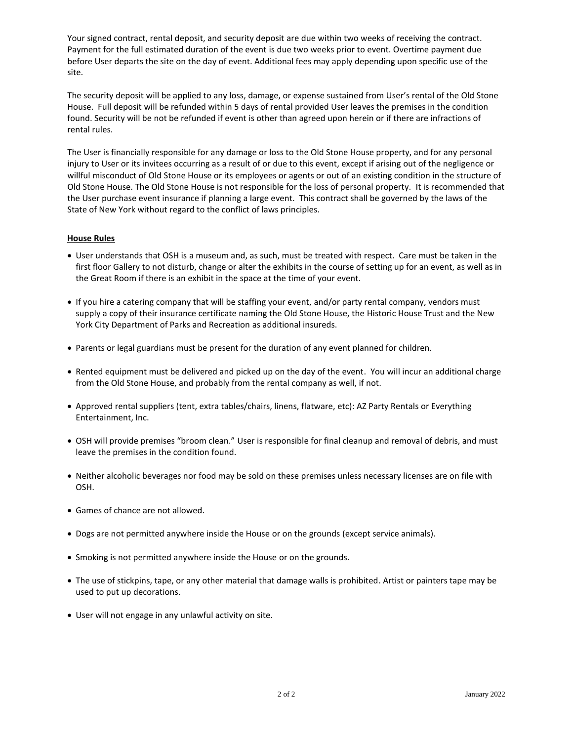Your signed contract, rental deposit, and security deposit are due within two weeks of receiving the contract. Payment for the full estimated duration of the event is due two weeks prior to event. Overtime payment due before User departs the site on the day of event. Additional fees may apply depending upon specific use of the site.

The security deposit will be applied to any loss, damage, or expense sustained from User's rental of the Old Stone House. Full deposit will be refunded within 5 days of rental provided User leaves the premises in the condition found. Security will be not be refunded if event is other than agreed upon herein or if there are infractions of rental rules.

The User is financially responsible for any damage or loss to the Old Stone House property, and for any personal injury to User or its invitees occurring as a result of or due to this event, except if arising out of the negligence or willful misconduct of Old Stone House or its employees or agents or out of an existing condition in the structure of Old Stone House. The Old Stone House is not responsible for the loss of personal property. It is recommended that the User purchase event insurance if planning a large event. This contract shall be governed by the laws of the State of New York without regard to the conflict of laws principles.

**House Rules**

- User understands that OSH is a museum and, as such, must be treated with respect. Care must be taken in the first floor Gallery to not disturb, change or alter the exhibits in the course of setting up for an event, as well as in the Great Room if there is an exhibit in the space at the time of your event.
- If you hire a catering company that will be staffing your event, and/or party rental company, vendors must supply a copy of their insurance certificate naming the Old Stone House, the Historic House Trust and the New York City Department of Parks and Recreation as additional insureds.
- Parents or legal guardians must be present for the duration of any event planned for children.
- Rented equipment must be delivered and picked up on the day of the event. You will incur an additional charge from the Old Stone House, and probably from the rental company as well, if not.
- Approved rental suppliers (tent, extra tables/chairs, linens, flatware, etc): AZ Party Rentals or Everything Entertainment, Inc.
- OSH will provide premises "broom clean." User is responsible for final cleanup and removal of debris, and must leave the premises in the condition found.
- Neither alcoholic beverages nor food may be sold on these premises unless necessary licenses are on file with OSH.
- Games of chance are not allowed.
- Dogs are not permitted anywhere inside the House or on the grounds (except service animals).
- Smoking is not permitted anywhere inside the House or on the grounds.
- The use of stickpins, tape, or any other material that damage walls is prohibited. Artist or painters tape may be used to put up decorations.
- User will not engage in any unlawful activity on site.

January 2022